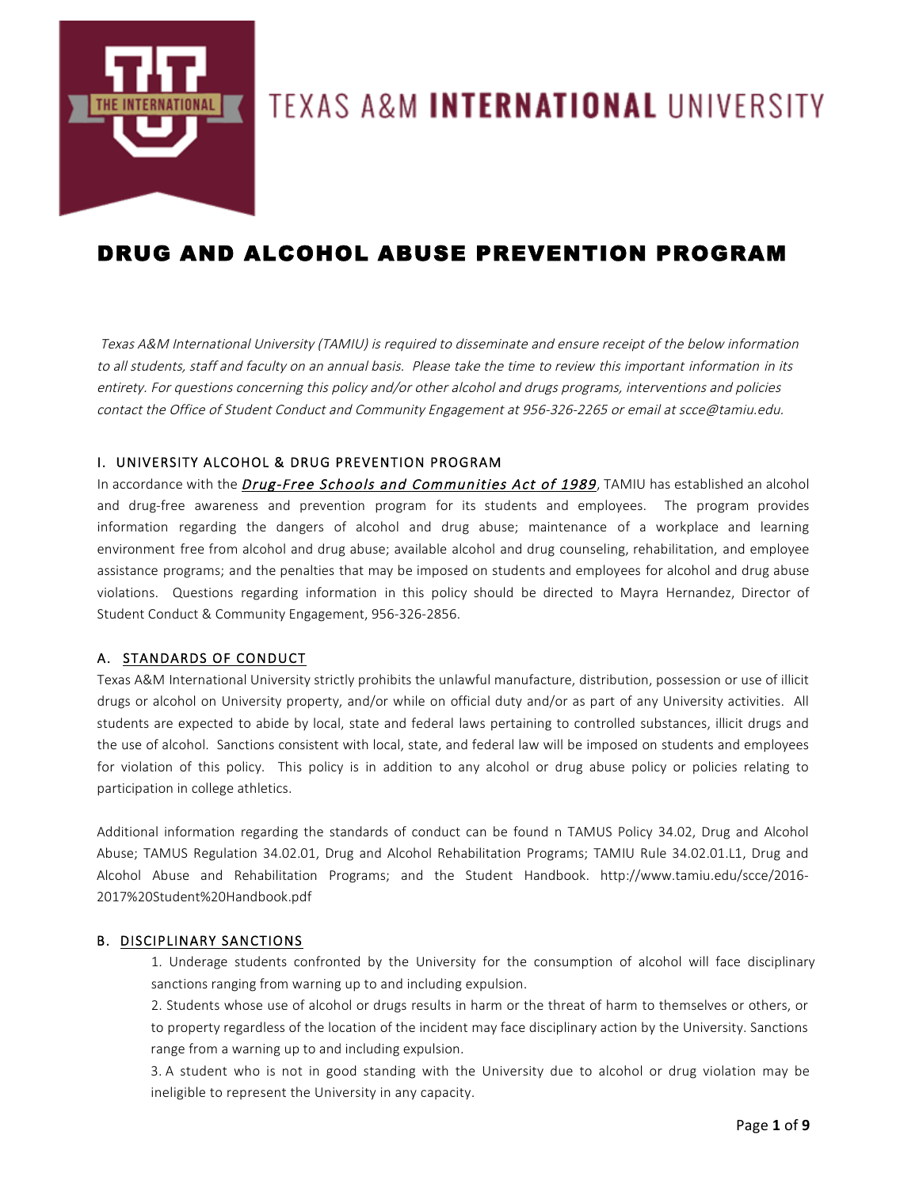TEXAS A&M **INTERNATIONAL** UNIVERSITY

# DRUG AND ALCOHOL ABUSE PREVENTION PROGRAM

*Texas A&M International University (TAMIU) is required to disseminate and ensure receipt of the below information to all students, staff and faculty on an annual basis. Please take the time to review this important information in its entirety. For questions concerning this policy and/or other alcohol and drugs programs, interventions and policies contact the Office of Student Conduct and Community Engagement at 956-326-2265 or email at scce@tamiu.edu.*

## I. UNIVERSITY ALCOHOL & DRUG PREVENTION PROGRAM

In accordance with the ***Drug-Free Schools and Communities Act of 1989***, TAMIU has established an alcohol and drug-free awareness and prevention program for its students and employees. The program provides information regarding the dangers of alcohol and drug abuse; maintenance of a workplace and learning environment free from alcohol and drug abuse; available alcohol and drug counseling, rehabilitation, and employee assistance programs; and the penalties that may be imposed on students and employees for alcohol and drug abuse violations. Questions regarding information in this policy should be directed to Mayra Hernandez, Director of Student Conduct & Community Engagement, 956-326-2856.

### A. STANDARDS OF CONDUCT

Texas A&M International University strictly prohibits the unlawful manufacture, distribution, possession or use of illicit drugs or alcohol on University property, and/or while on official duty and/or as part of any University activities. All students are expected to abide by local, state and federal laws pertaining to controlled substances, illicit drugs and the use of alcohol. Sanctions consistent with local, state, and federal law will be imposed on students and employees for violation of this policy. This policy is in addition to any alcohol or drug abuse policy or policies relating to participation in college athletics.

Additional information regarding the standards of conduct can be found n TAMUS Policy 34.02, Drug and Alcohol Abuse; TAMUS Regulation 34.02.01, Drug and Alcohol Rehabilitation Programs; TAMIU Rule 34.02.01.L1, Drug and Alcohol Abuse and Rehabilitation Programs; and the Student Handbook. http://www.tamiu.edu/scce/2016-2017%20Student%20Handbook.pdf

### B. DISCIPLINARY SANCTIONS

1. Underage students confronted by the University for the consumption of alcohol will face disciplinary sanctions ranging from warning up to and including expulsion.
2. Students whose use of alcohol or drugs results in harm or the threat of harm to themselves or others, or to property regardless of the location of the incident may face disciplinary action by the University. Sanctions range from a warning up to and including expulsion.
3. A student who is not in good standing with the University due to alcohol or drug violation may be ineligible to represent the University in any capacity.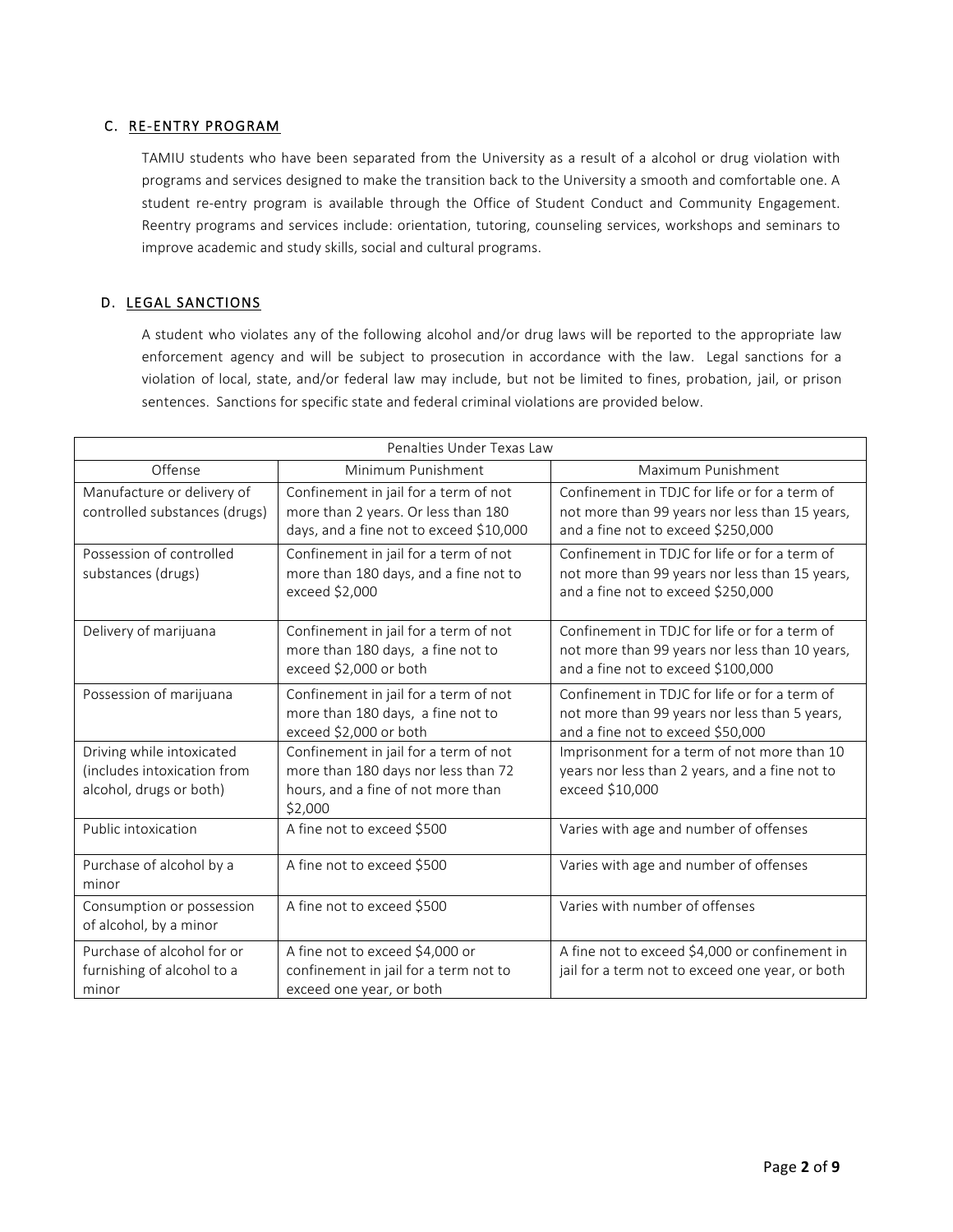### C. RE-ENTRY PROGRAM

TAMIU students who have been separated from the University as a result of a alcohol or drug violation with programs and services designed to make the transition back to the University a smooth and comfortable one. A student re-entry program is available through the Office of Student Conduct and Community Engagement. Reentry programs and services include: orientation, tutoring, counseling services, workshops and seminars to improve academic and study skills, social and cultural programs.

### D. LEGAL SANCTIONS

A student who violates any of the following alcohol and/or drug laws will be reported to the appropriate law enforcement agency and will be subject to prosecution in accordance with the law. Legal sanctions for a violation of local, state, and/or federal law may include, but not be limited to fines, probation, jail, or prison sentences. Sanctions for specific state and federal criminal violations are provided below.

| Penalties Under Texas Law | | |
|---|---|---|
| Offense | Minimum Punishment | Maximum Punishment |
| Manufacture or delivery of controlled substances (drugs) | Confinement in jail for a term of not more than 2 years. Or less than 180 days, and a fine not to exceed $10,000 | Confinement in TDJC for life or for a term of not more than 99 years nor less than 15 years, and a fine not to exceed $250,000 |
| Possession of controlled substances (drugs) | Confinement in jail for a term of not more than 180 days, and a fine not to exceed $2,000 | Confinement in TDJC for life or for a term of not more than 99 years nor less than 15 years, and a fine not to exceed $250,000 |
| Delivery of marijuana | Confinement in jail for a term of not more than 180 days, a fine not to exceed $2,000 or both | Confinement in TDJC for life or for a term of not more than 99 years nor less than 10 years, and a fine not to exceed $100,000 |
| Possession of marijuana | Confinement in jail for a term of not more than 180 days, a fine not to exceed $2,000 or both | Confinement in TDJC for life or for a term of not more than 99 years nor less than 5 years, and a fine not to exceed $50,000 |
| Driving while intoxicated (includes intoxication from alcohol, drugs or both) | Confinement in jail for a term of not more than 180 days nor less than 72 hours, and a fine of not more than $2,000 | Imprisonment for a term of not more than 10 years nor less than 2 years, and a fine not to exceed $10,000 |
| Public intoxication | A fine not to exceed $500 | Varies with age and number of offenses |
| Purchase of alcohol by a minor | A fine not to exceed $500 | Varies with age and number of offenses |
| Consumption or possession of alcohol, by a minor | A fine not to exceed $500 | Varies with number of offenses |
| Purchase of alcohol for or furnishing of alcohol to a minor | A fine not to exceed $4,000 or confinement in jail for a term not to exceed one year, or both | A fine not to exceed $4,000 or confinement in jail for a term not to exceed one year, or both |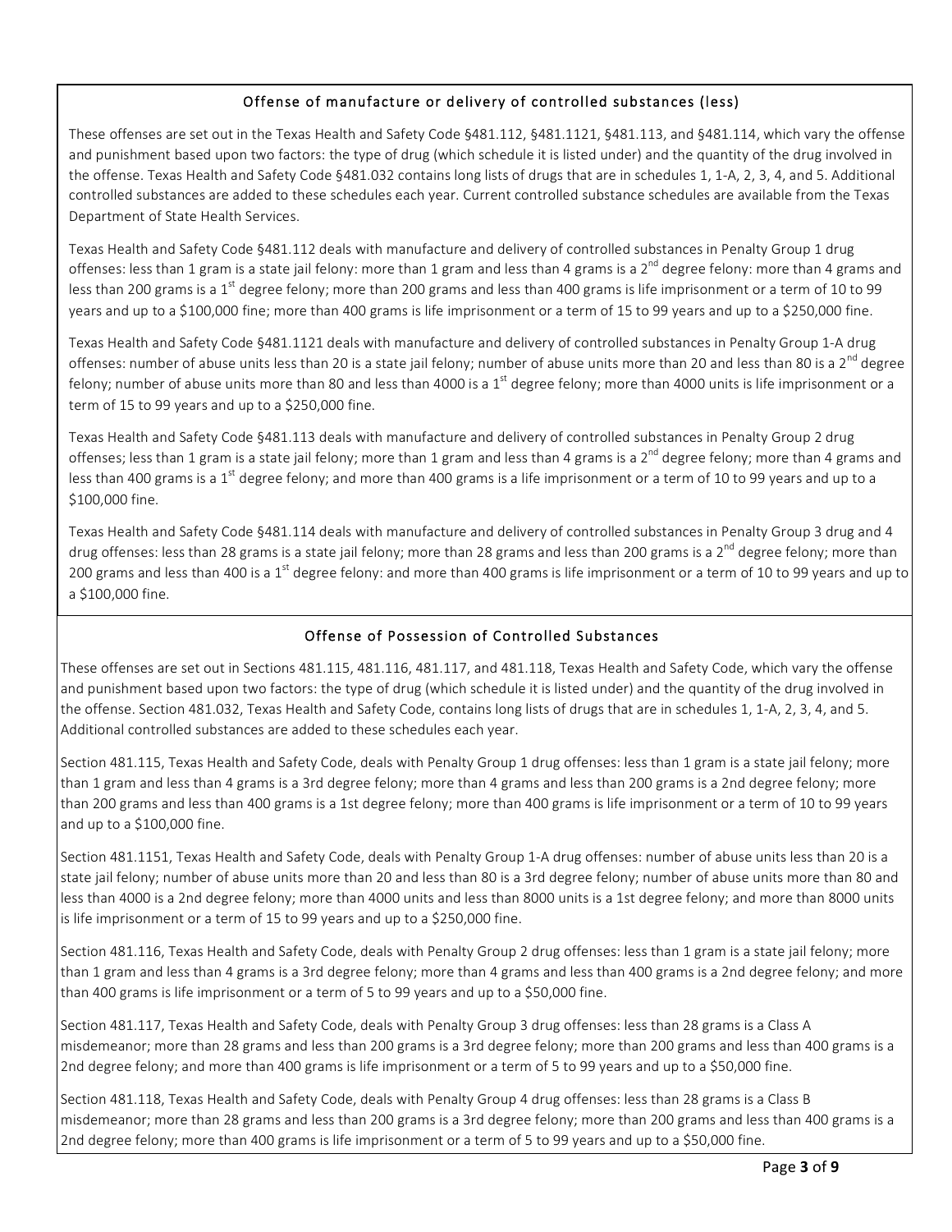### Offense of manufacture or delivery of controlled substances (less)

These offenses are set out in the Texas Health and Safety Code §481.112, §481.1121, §481.113, and §481.114, which vary the offense and punishment based upon two factors: the type of drug (which schedule it is listed under) and the quantity of the drug involved in the offense. Texas Health and Safety Code §481.032 contains long lists of drugs that are in schedules 1, 1-A, 2, 3, 4, and 5. Additional controlled substances are added to these schedules each year. Current controlled substance schedules are available from the Texas Department of State Health Services.

Texas Health and Safety Code §481.112 deals with manufacture and delivery of controlled substances in Penalty Group 1 drug offenses: less than 1 gram is a state jail felony: more than 1 gram and less than 4 grams is a 2nd degree felony: more than 4 grams and less than 200 grams is a 1st degree felony; more than 200 grams and less than 400 grams is life imprisonment or a term of 10 to 99 years and up to a $100,000 fine; more than 400 grams is life imprisonment or a term of 15 to 99 years and up to a $250,000 fine.

Texas Health and Safety Code §481.1121 deals with manufacture and delivery of controlled substances in Penalty Group 1-A drug offenses: number of abuse units less than 20 is a state jail felony; number of abuse units more than 20 and less than 80 is a 2nd degree felony; number of abuse units more than 80 and less than 4000 is a 1st degree felony; more than 4000 units is life imprisonment or a term of 15 to 99 years and up to a $250,000 fine.

Texas Health and Safety Code §481.113 deals with manufacture and delivery of controlled substances in Penalty Group 2 drug offenses; less than 1 gram is a state jail felony; more than 1 gram and less than 4 grams is a 2nd degree felony; more than 4 grams and less than 400 grams is a 1st degree felony; and more than 400 grams is a life imprisonment or a term of 10 to 99 years and up to a $100,000 fine.

Texas Health and Safety Code §481.114 deals with manufacture and delivery of controlled substances in Penalty Group 3 drug and 4 drug offenses: less than 28 grams is a state jail felony; more than 28 grams and less than 200 grams is a 2nd degree felony; more than 200 grams and less than 400 is a 1st degree felony: and more than 400 grams is life imprisonment or a term of 10 to 99 years and up to a $100,000 fine.

### Offense of Possession of Controlled Substances

These offenses are set out in Sections 481.115, 481.116, 481.117, and 481.118, Texas Health and Safety Code, which vary the offense and punishment based upon two factors: the type of drug (which schedule it is listed under) and the quantity of the drug involved in the offense. Section 481.032, Texas Health and Safety Code, contains long lists of drugs that are in schedules 1, 1-A, 2, 3, 4, and 5. Additional controlled substances are added to these schedules each year.

Section 481.115, Texas Health and Safety Code, deals with Penalty Group 1 drug offenses: less than 1 gram is a state jail felony; more than 1 gram and less than 4 grams is a 3rd degree felony; more than 4 grams and less than 200 grams is a 2nd degree felony; more than 200 grams and less than 400 grams is a 1st degree felony; more than 400 grams is life imprisonment or a term of 10 to 99 years and up to a $100,000 fine.

Section 481.1151, Texas Health and Safety Code, deals with Penalty Group 1-A drug offenses: number of abuse units less than 20 is a state jail felony; number of abuse units more than 20 and less than 80 is a 3rd degree felony; number of abuse units more than 80 and less than 4000 is a 2nd degree felony; more than 4000 units and less than 8000 units is a 1st degree felony; and more than 8000 units is life imprisonment or a term of 15 to 99 years and up to a $250,000 fine.

Section 481.116, Texas Health and Safety Code, deals with Penalty Group 2 drug offenses: less than 1 gram is a state jail felony; more than 1 gram and less than 4 grams is a 3rd degree felony; more than 4 grams and less than 400 grams is a 2nd degree felony; and more than 400 grams is life imprisonment or a term of 5 to 99 years and up to a $50,000 fine.

Section 481.117, Texas Health and Safety Code, deals with Penalty Group 3 drug offenses: less than 28 grams is a Class A misdemeanor; more than 28 grams and less than 200 grams is a 3rd degree felony; more than 200 grams and less than 400 grams is a 2nd degree felony; and more than 400 grams is life imprisonment or a term of 5 to 99 years and up to a $50,000 fine.

Section 481.118, Texas Health and Safety Code, deals with Penalty Group 4 drug offenses: less than 28 grams is a Class B misdemeanor; more than 28 grams and less than 200 grams is a 3rd degree felony; more than 200 grams and less than 400 grams is a 2nd degree felony; more than 400 grams is life imprisonment or a term of 5 to 99 years and up to a $50,000 fine.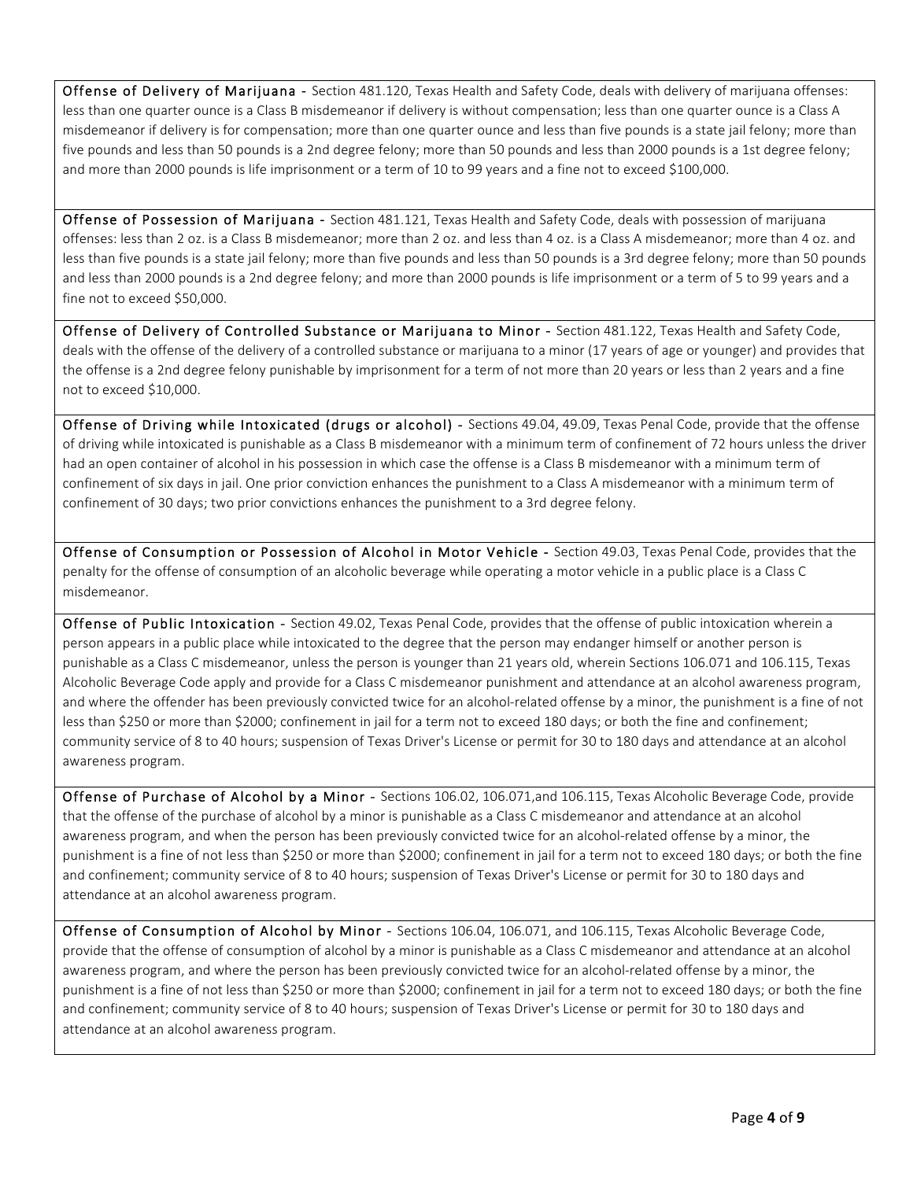**Offense of Delivery of Marijuana** - Section 481.120, Texas Health and Safety Code, deals with delivery of marijuana offenses: less than one quarter ounce is a Class B misdemeanor if delivery is without compensation; less than one quarter ounce is a Class A misdemeanor if delivery is for compensation; more than one quarter ounce and less than five pounds is a state jail felony; more than five pounds and less than 50 pounds is a 2nd degree felony; more than 50 pounds and less than 2000 pounds is a 1st degree felony; and more than 2000 pounds is life imprisonment or a term of 10 to 99 years and a fine not to exceed $100,000.

**Offense of Possession of Marijuana** - Section 481.121, Texas Health and Safety Code, deals with possession of marijuana offenses: less than 2 oz. is a Class B misdemeanor; more than 2 oz. and less than 4 oz. is a Class A misdemeanor; more than 4 oz. and less than five pounds is a state jail felony; more than five pounds and less than 50 pounds is a 3rd degree felony; more than 50 pounds and less than 2000 pounds is a 2nd degree felony; and more than 2000 pounds is life imprisonment or a term of 5 to 99 years and a fine not to exceed $50,000.

**Offense of Delivery of Controlled Substance or Marijuana to Minor** - Section 481.122, Texas Health and Safety Code, deals with the offense of the delivery of a controlled substance or marijuana to a minor (17 years of age or younger) and provides that the offense is a 2nd degree felony punishable by imprisonment for a term of not more than 20 years or less than 2 years and a fine not to exceed $10,000.

**Offense of Driving while Intoxicated (drugs or alcohol)** - Sections 49.04, 49.09, Texas Penal Code, provide that the offense of driving while intoxicated is punishable as a Class B misdemeanor with a minimum term of confinement of 72 hours unless the driver had an open container of alcohol in his possession in which case the offense is a Class B misdemeanor with a minimum term of confinement of six days in jail. One prior conviction enhances the punishment to a Class A misdemeanor with a minimum term of confinement of 30 days; two prior convictions enhances the punishment to a 3rd degree felony.

**Offense of Consumption or Possession of Alcohol in Motor Vehicle** - Section 49.03, Texas Penal Code, provides that the penalty for the offense of consumption of an alcoholic beverage while operating a motor vehicle in a public place is a Class C misdemeanor.

**Offense of Public Intoxication** - Section 49.02, Texas Penal Code, provides that the offense of public intoxication wherein a person appears in a public place while intoxicated to the degree that the person may endanger himself or another person is punishable as a Class C misdemeanor, unless the person is younger than 21 years old, wherein Sections 106.071 and 106.115, Texas Alcoholic Beverage Code apply and provide for a Class C misdemeanor punishment and attendance at an alcohol awareness program, and where the offender has been previously convicted twice for an alcohol-related offense by a minor, the punishment is a fine of not less than $250 or more than $2000; confinement in jail for a term not to exceed 180 days; or both the fine and confinement; community service of 8 to 40 hours; suspension of Texas Driver's License or permit for 30 to 180 days and attendance at an alcohol awareness program.

**Offense of Purchase of Alcohol by a Minor** - Sections 106.02, 106.071,and 106.115, Texas Alcoholic Beverage Code, provide that the offense of the purchase of alcohol by a minor is punishable as a Class C misdemeanor and attendance at an alcohol awareness program, and when the person has been previously convicted twice for an alcohol-related offense by a minor, the punishment is a fine of not less than $250 or more than $2000; confinement in jail for a term not to exceed 180 days; or both the fine and confinement; community service of 8 to 40 hours; suspension of Texas Driver's License or permit for 30 to 180 days and attendance at an alcohol awareness program.

**Offense of Consumption of Alcohol by Minor** - Sections 106.04, 106.071, and 106.115, Texas Alcoholic Beverage Code, provide that the offense of consumption of alcohol by a minor is punishable as a Class C misdemeanor and attendance at an alcohol awareness program, and where the person has been previously convicted twice for an alcohol-related offense by a minor, the punishment is a fine of not less than $250 or more than $2000; confinement in jail for a term not to exceed 180 days; or both the fine and confinement; community service of 8 to 40 hours; suspension of Texas Driver's License or permit for 30 to 180 days and attendance at an alcohol awareness program.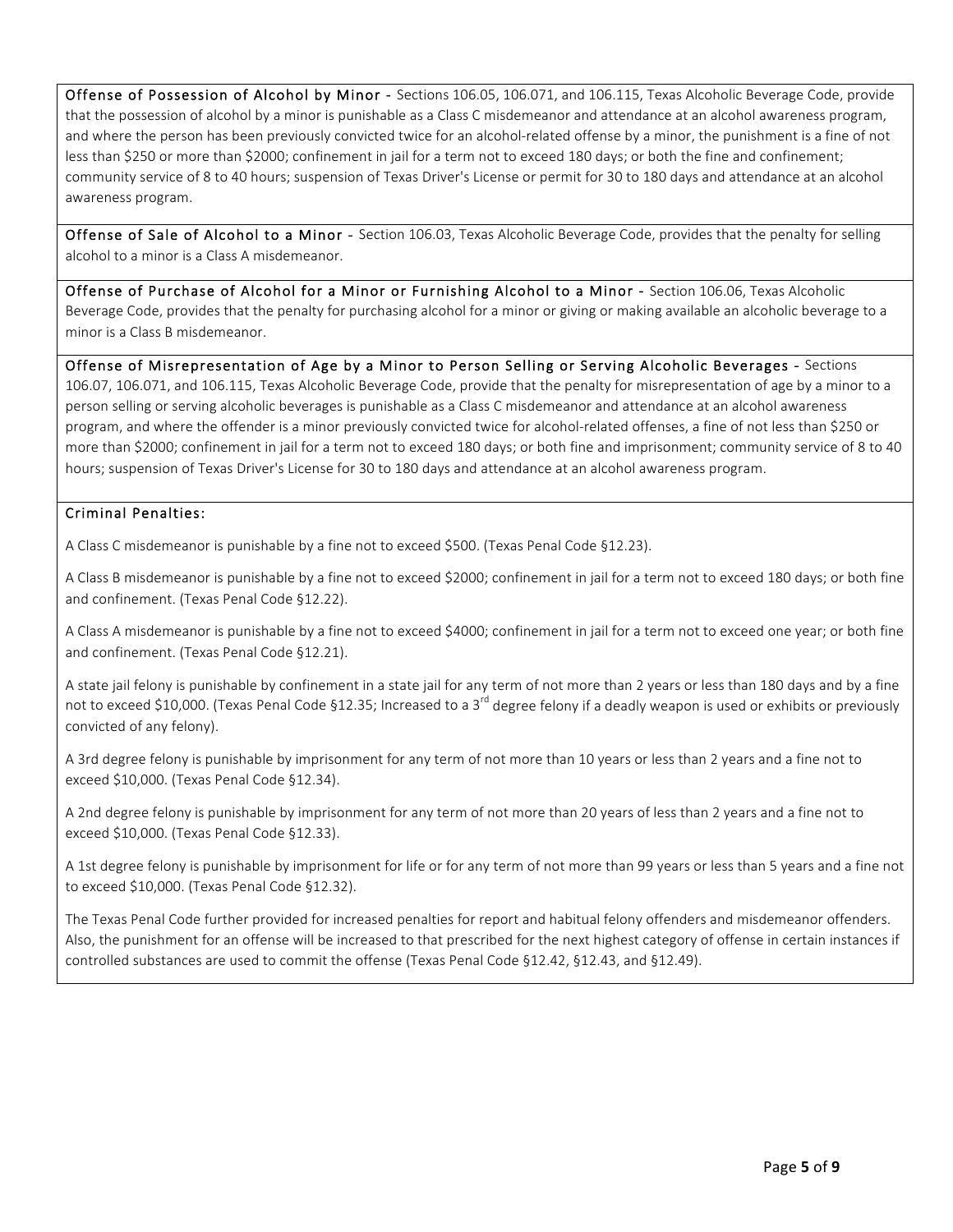**Offense of Possession of Alcohol by Minor** - Sections 106.05, 106.071, and 106.115, Texas Alcoholic Beverage Code, provide that the possession of alcohol by a minor is punishable as a Class C misdemeanor and attendance at an alcohol awareness program, and where the person has been previously convicted twice for an alcohol-related offense by a minor, the punishment is a fine of not less than $250 or more than $2000; confinement in jail for a term not to exceed 180 days; or both the fine and confinement; community service of 8 to 40 hours; suspension of Texas Driver's License or permit for 30 to 180 days and attendance at an alcohol awareness program.

**Offense of Sale of Alcohol to a Minor** - Section 106.03, Texas Alcoholic Beverage Code, provides that the penalty for selling alcohol to a minor is a Class A misdemeanor.

**Offense of Purchase of Alcohol for a Minor or Furnishing Alcohol to a Minor** - Section 106.06, Texas Alcoholic Beverage Code, provides that the penalty for purchasing alcohol for a minor or giving or making available an alcoholic beverage to a minor is a Class B misdemeanor.

**Offense of Misrepresentation of Age by a Minor to Person Selling or Serving Alcoholic Beverages** - Sections 106.07, 106.071, and 106.115, Texas Alcoholic Beverage Code, provide that the penalty for misrepresentation of age by a minor to a person selling or serving alcoholic beverages is punishable as a Class C misdemeanor and attendance at an alcohol awareness program, and where the offender is a minor previously convicted twice for alcohol-related offenses, a fine of not less than $250 or more than $2000; confinement in jail for a term not to exceed 180 days; or both fine and imprisonment; community service of 8 to 40 hours; suspension of Texas Driver's License for 30 to 180 days and attendance at an alcohol awareness program.

**Criminal Penalties:**

A Class C misdemeanor is punishable by a fine not to exceed $500. (Texas Penal Code §12.23).

A Class B misdemeanor is punishable by a fine not to exceed $2000; confinement in jail for a term not to exceed 180 days; or both fine and confinement. (Texas Penal Code §12.22).

A Class A misdemeanor is punishable by a fine not to exceed $4000; confinement in jail for a term not to exceed one year; or both fine and confinement. (Texas Penal Code §12.21).

A state jail felony is punishable by confinement in a state jail for any term of not more than 2 years or less than 180 days and by a fine not to exceed $10,000. (Texas Penal Code §12.35; Increased to a 3rd degree felony if a deadly weapon is used or exhibits or previously convicted of any felony).

A 3rd degree felony is punishable by imprisonment for any term of not more than 10 years or less than 2 years and a fine not to exceed $10,000. (Texas Penal Code §12.34).

A 2nd degree felony is punishable by imprisonment for any term of not more than 20 years of less than 2 years and a fine not to exceed $10,000. (Texas Penal Code §12.33).

A 1st degree felony is punishable by imprisonment for life or for any term of not more than 99 years or less than 5 years and a fine not to exceed $10,000. (Texas Penal Code §12.32).

The Texas Penal Code further provided for increased penalties for report and habitual felony offenders and misdemeanor offenders. Also, the punishment for an offense will be increased to that prescribed for the next highest category of offense in certain instances if controlled substances are used to commit the offense (Texas Penal Code §12.42, §12.43, and §12.49).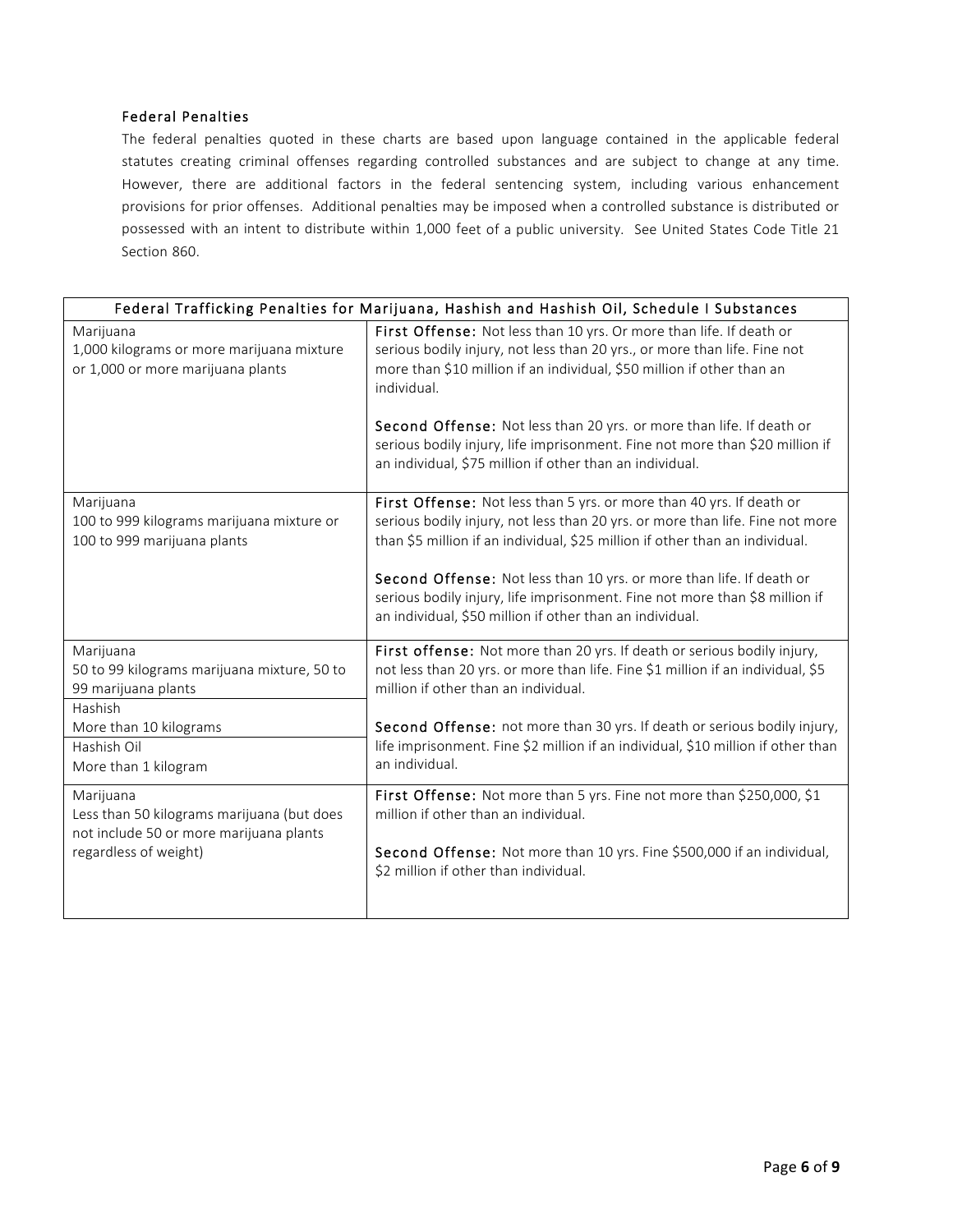### Federal Penalties

The federal penalties quoted in these charts are based upon language contained in the applicable federal statutes creating criminal offenses regarding controlled substances and are subject to change at any time. However, there are additional factors in the federal sentencing system, including various enhancement provisions for prior offenses. Additional penalties may be imposed when a controlled substance is distributed or possessed with an intent to distribute within 1,000 feet of a public university. See United States Code Title 21 Section 860.

| Federal Trafficking Penalties for Marijuana, Hashish and Hashish Oil, Schedule I Substances | |
|---|---|
| Marijuana<br>1,000 kilograms or more marijuana mixture or 1,000 or more marijuana plants | **First Offense:** Not less than 10 yrs. Or more than life. If death or serious bodily injury, not less than 20 yrs., or more than life. Fine not more than $10 million if an individual, $50 million if other than an individual.<br><br>**Second Offense:** Not less than 20 yrs. or more than life. If death or serious bodily injury, life imprisonment. Fine not more than $20 million if an individual, $75 million if other than an individual. |
| Marijuana<br>100 to 999 kilograms marijuana mixture or 100 to 999 marijuana plants | **First Offense:** Not less than 5 yrs. or more than 40 yrs. If death or serious bodily injury, not less than 20 yrs. or more than life. Fine not more than $5 million if an individual, $25 million if other than an individual.<br><br>**Second Offense:** Not less than 10 yrs. or more than life. If death or serious bodily injury, life imprisonment. Fine not more than $8 million if an individual, $50 million if other than an individual. |
| Marijuana<br>50 to 99 kilograms marijuana mixture, 50 to 99 marijuana plants<br>Hashish<br>More than 10 kilograms<br>Hashish Oil<br>More than 1 kilogram | **First offense:** Not more than 20 yrs. If death or serious bodily injury, not less than 20 yrs. or more than life. Fine $1 million if an individual, $5 million if other than an individual.<br><br>**Second Offense:** not more than 30 yrs. If death or serious bodily injury, life imprisonment. Fine $2 million if an individual, $10 million if other than an individual. |
| Marijuana<br>Less than 50 kilograms marijuana (but does not include 50 or more marijuana plants regardless of weight) | **First Offense:** Not more than 5 yrs. Fine not more than $250,000, $1 million if other than an individual.<br><br>**Second Offense:** Not more than 10 yrs. Fine $500,000 if an individual, $2 million if other than individual. |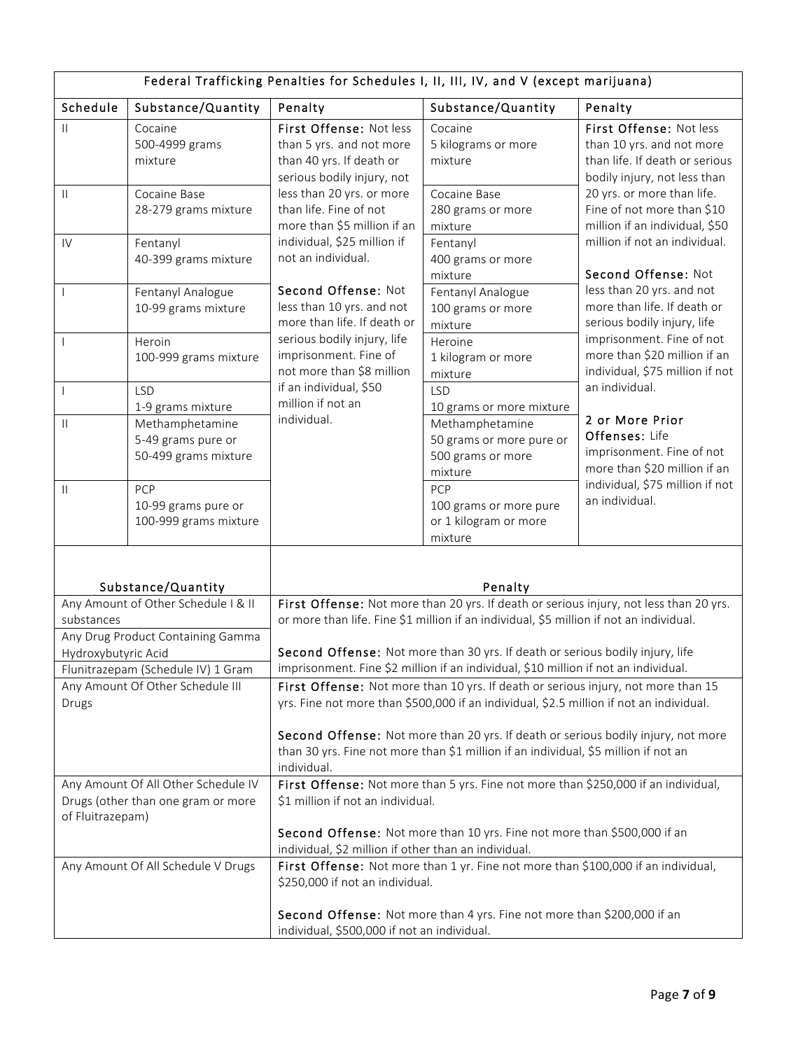| Federal Trafficking Penalties for Schedules I, II, III, IV, and V (except marijuana) | | | | |
|---|---|---|---|---|
| **Schedule** | **Substance/Quantity** | **Penalty** | **Substance/Quantity** | **Penalty** |
| II | Cocaine 500-4999 grams mixture | **First Offense:** Not less than 5 yrs. and not more than 40 yrs. If death or serious bodily injury, not less than 20 yrs. or more than life. Fine of not more than $5 million if an individual, $25 million if not an individual. **Second Offense:** Not less than 10 yrs. and not more than life. If death or serious bodily injury, life imprisonment. Fine of not more than $8 million if an individual, $50 million if not an individual. | Cocaine 5 kilograms or more mixture | **First Offense:** Not less than 10 yrs. and not more than life. If death or serious bodily injury, not less than 20 yrs. or more than life. Fine of not more than $10 million if an individual, $50 million if not an individual. **Second Offense:** Not less than 20 yrs. and not more than life. If death or serious bodily injury, life imprisonment. Fine of not more than $20 million if an individual, $75 million if not an individual. **2 or More Prior Offenses:** Life imprisonment. Fine of not more than $20 million if an individual, $75 million if not an individual. |
| II | Cocaine Base 28-279 grams mixture | | Cocaine Base 280 grams or more mixture | |
| IV | Fentanyl 40-399 grams mixture | | Fentanyl 400 grams or more mixture | |
| I | Fentanyl Analogue 10-99 grams mixture | | Fentanyl Analogue 100 grams or more mixture | |
| I | Heroin 100-999 grams mixture | | Heroine 1 kilogram or more mixture | |
| I | LSD 1-9 grams mixture | | LSD 10 grams or more mixture | |
| II | Methamphetamine 5-49 grams pure or 50-499 grams mixture | | Methamphetamine 50 grams or more pure or 500 grams or more mixture | |
| II | PCP 10-99 grams pure or 100-999 grams mixture | | PCP 100 grams or more pure or 1 kilogram or more mixture | |

| Substance/Quantity | Penalty |
|---|---|
| Any Amount of Other Schedule I & II substances; Any Drug Product Containing Gamma Hydroxybutyric Acid; Flunitrazepam (Schedule IV) 1 Gram | **First Offense:** Not more than 20 yrs. If death or serious injury, not less than 20 yrs. or more than life. Fine $1 million if an individual, $5 million if not an individual. **Second Offense:** Not more than 30 yrs. If death or serious bodily injury, life imprisonment. Fine $2 million if an individual, $10 million if not an individual. |
| Any Amount Of Other Schedule III Drugs | **First Offense:** Not more than 10 yrs. If death or serious injury, not more than 15 yrs. Fine not more than $500,000 if an individual, $2.5 million if not an individual. **Second Offense:** Not more than 20 yrs. If death or serious bodily injury, not more than 30 yrs. Fine not more than $1 million if an individual, $5 million if not an individual. |
| Any Amount Of All Other Schedule IV Drugs (other than one gram or more of Fluitrazepam) | **First Offense:** Not more than 5 yrs. Fine not more than $250,000 if an individual, $1 million if not an individual. **Second Offense:** Not more than 10 yrs. Fine not more than $500,000 if an individual, $2 million if other than an individual. |
| Any Amount Of All Schedule V Drugs | **First Offense:** Not more than 1 yr. Fine not more than $100,000 if an individual, $250,000 if not an individual. **Second Offense:** Not more than 4 yrs. Fine not more than $200,000 if an individual, $500,000 if not an individual. |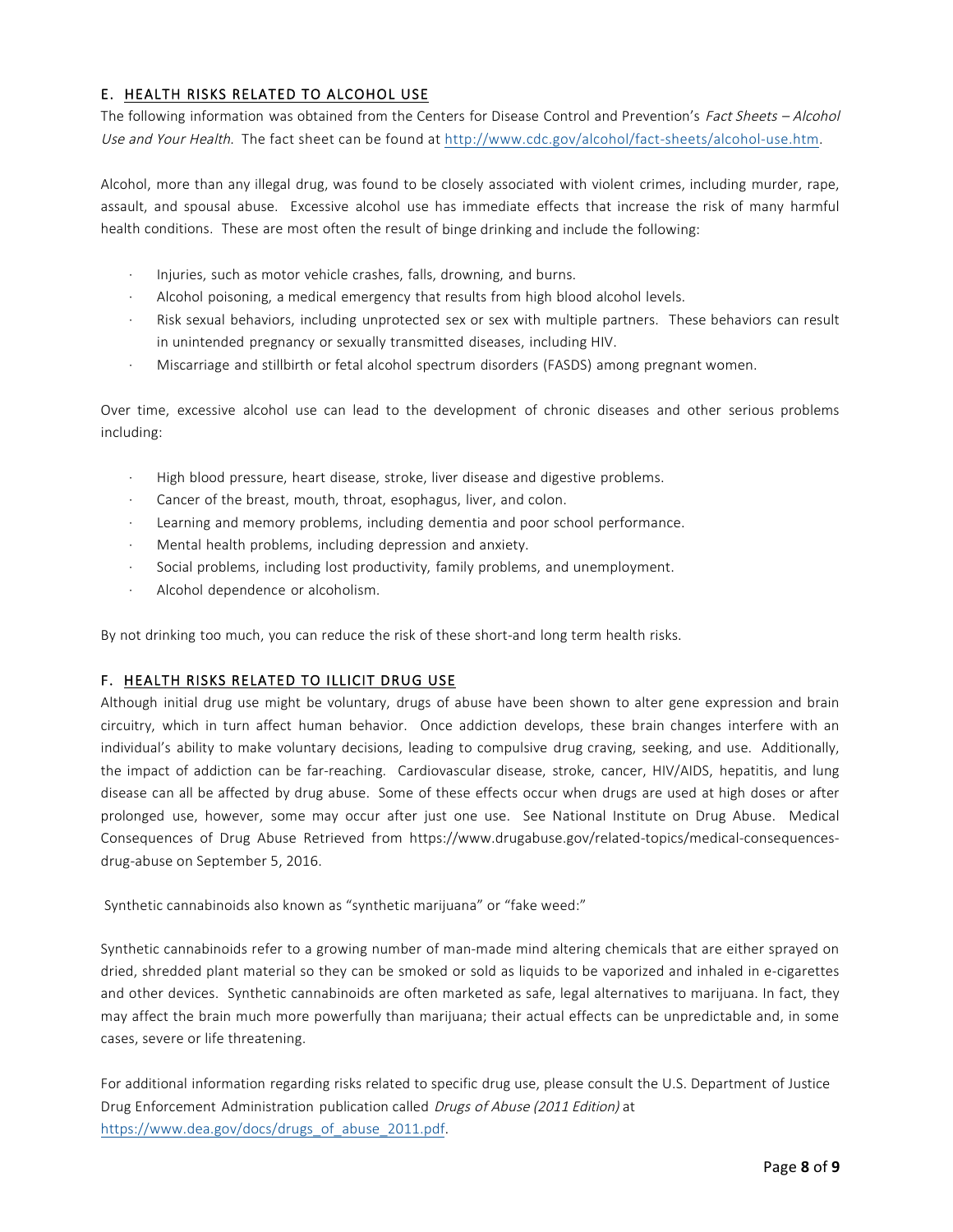## E. HEALTH RISKS RELATED TO ALCOHOL USE

The following information was obtained from the Centers for Disease Control and Prevention's *Fact Sheets – Alcohol Use and Your Health*. The fact sheet can be found at http://www.cdc.gov/alcohol/fact-sheets/alcohol-use.htm.

Alcohol, more than any illegal drug, was found to be closely associated with violent crimes, including murder, rape, assault, and spousal abuse. Excessive alcohol use has immediate effects that increase the risk of many harmful health conditions. These are most often the result of binge drinking and include the following:

- Injuries, such as motor vehicle crashes, falls, drowning, and burns.
- Alcohol poisoning, a medical emergency that results from high blood alcohol levels.
- Risk sexual behaviors, including unprotected sex or sex with multiple partners. These behaviors can result in unintended pregnancy or sexually transmitted diseases, including HIV.
- Miscarriage and stillbirth or fetal alcohol spectrum disorders (FASDS) among pregnant women.

Over time, excessive alcohol use can lead to the development of chronic diseases and other serious problems including:

- High blood pressure, heart disease, stroke, liver disease and digestive problems.
- Cancer of the breast, mouth, throat, esophagus, liver, and colon.
- Learning and memory problems, including dementia and poor school performance.
- Mental health problems, including depression and anxiety.
- Social problems, including lost productivity, family problems, and unemployment.
- Alcohol dependence or alcoholism.

By not drinking too much, you can reduce the risk of these short-and long term health risks.

## F. HEALTH RISKS RELATED TO ILLICIT DRUG USE

Although initial drug use might be voluntary, drugs of abuse have been shown to alter gene expression and brain circuitry, which in turn affect human behavior. Once addiction develops, these brain changes interfere with an individual's ability to make voluntary decisions, leading to compulsive drug craving, seeking, and use. Additionally, the impact of addiction can be far-reaching. Cardiovascular disease, stroke, cancer, HIV/AIDS, hepatitis, and lung disease can all be affected by drug abuse. Some of these effects occur when drugs are used at high doses or after prolonged use, however, some may occur after just one use. See National Institute on Drug Abuse. Medical Consequences of Drug Abuse Retrieved from https://www.drugabuse.gov/related-topics/medical-consequences-drug-abuse on September 5, 2016.

Synthetic cannabinoids also known as "synthetic marijuana" or "fake weed:"

Synthetic cannabinoids refer to a growing number of man-made mind altering chemicals that are either sprayed on dried, shredded plant material so they can be smoked or sold as liquids to be vaporized and inhaled in e-cigarettes and other devices. Synthetic cannabinoids are often marketed as safe, legal alternatives to marijuana. In fact, they may affect the brain much more powerfully than marijuana; their actual effects can be unpredictable and, in some cases, severe or life threatening.

For additional information regarding risks related to specific drug use, please consult the U.S. Department of Justice Drug Enforcement Administration publication called *Drugs of Abuse (2011 Edition)* at https://www.dea.gov/docs/drugs_of_abuse_2011.pdf.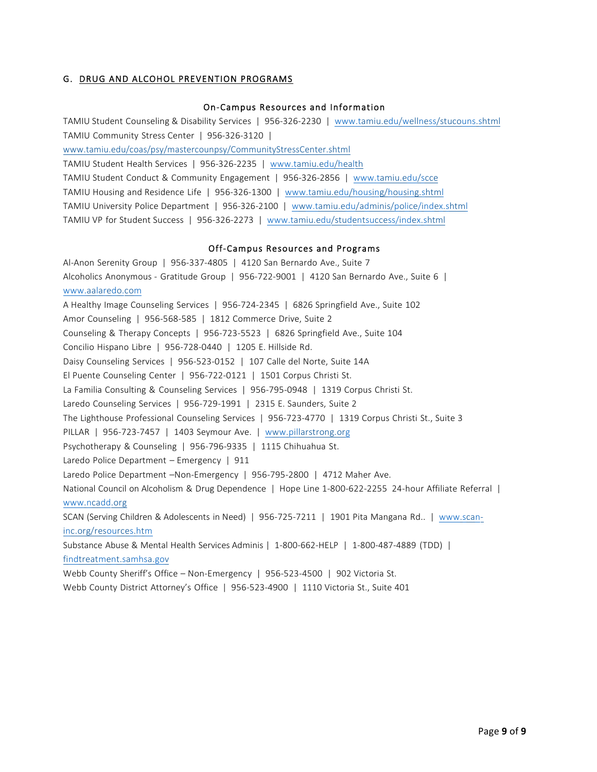## G. DRUG AND ALCOHOL PREVENTION PROGRAMS

### On-Campus Resources and Information

TAMIU Student Counseling & Disability Services | 956-326-2230 | www.tamiu.edu/wellness/stucouns.shtml
TAMIU Community Stress Center | 956-326-3120 | www.tamiu.edu/coas/psy/mastercounpsy/CommunityStressCenter.shtml
TAMIU Student Health Services | 956-326-2235 | www.tamiu.edu/health
TAMIU Student Conduct & Community Engagement | 956-326-2856 | www.tamiu.edu/scce
TAMIU Housing and Residence Life | 956-326-1300 | www.tamiu.edu/housing/housing.shtml
TAMIU University Police Department | 956-326-2100 | www.tamiu.edu/adminis/police/index.shtml
TAMIU VP for Student Success | 956-326-2273 | www.tamiu.edu/studentsuccess/index.shtml

### Off-Campus Resources and Programs

Al-Anon Serenity Group | 956-337-4805 | 4120 San Bernardo Ave., Suite 7
Alcoholics Anonymous - Gratitude Group | 956-722-9001 | 4120 San Bernardo Ave., Suite 6 | www.aalaredo.com
A Healthy Image Counseling Services | 956-724-2345 | 6826 Springfield Ave., Suite 102
Amor Counseling | 956-568-585 | 1812 Commerce Drive, Suite 2
Counseling & Therapy Concepts | 956-723-5523 | 6826 Springfield Ave., Suite 104
Concilio Hispano Libre | 956-728-0440 | 1205 E. Hillside Rd.
Daisy Counseling Services | 956-523-0152 | 107 Calle del Norte, Suite 14A
El Puente Counseling Center | 956-722-0121 | 1501 Corpus Christi St.
La Familia Consulting & Counseling Services | 956-795-0948 | 1319 Corpus Christi St.
Laredo Counseling Services | 956-729-1991 | 2315 E. Saunders, Suite 2
The Lighthouse Professional Counseling Services | 956-723-4770 | 1319 Corpus Christi St., Suite 3
PILLAR | 956-723-7457 | 1403 Seymour Ave. | www.pillarstrong.org
Psychotherapy & Counseling | 956-796-9335 | 1115 Chihuahua St.
Laredo Police Department – Emergency | 911
Laredo Police Department –Non-Emergency | 956-795-2800 | 4712 Maher Ave.
National Council on Alcoholism & Drug Dependence | Hope Line 1-800-622-2255 24-hour Affiliate Referral | www.ncadd.org
SCAN (Serving Children & Adolescents in Need) | 956-725-7211 | 1901 Pita Mangana Rd.. | www.scan-inc.org/resources.htm
Substance Abuse & Mental Health Services Adminis | 1-800-662-HELP | 1-800-487-4889 (TDD) | findtreatment.samhsa.gov
Webb County Sheriff's Office – Non-Emergency | 956-523-4500 | 902 Victoria St.
Webb County District Attorney's Office | 956-523-4900 | 1110 Victoria St., Suite 401